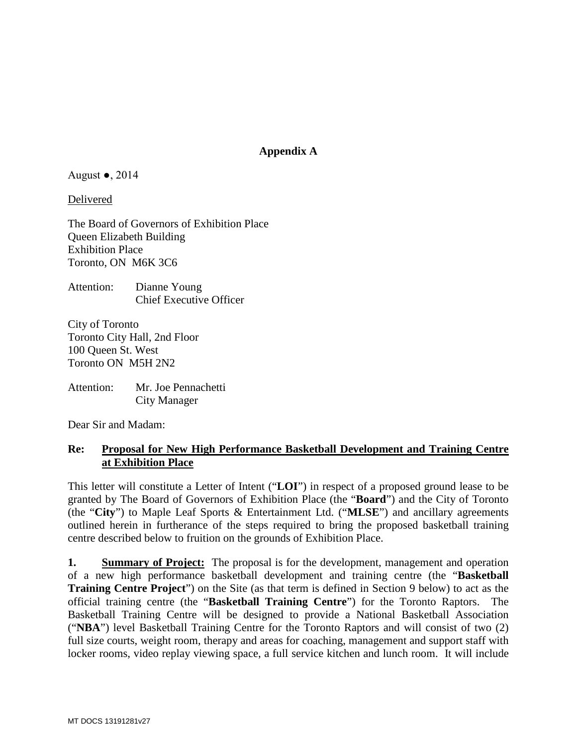**Appendix A**

August ●, 2014

Delivered

The Board of Governors of Exhibition Place
Queen Elizabeth Building
Exhibition Place
Toronto, ON M6K 3C6

Attention: Dianne Young
Chief Executive Officer

City of Toronto
Toronto City Hall, 2nd Floor
100 Queen St. West
Toronto ON M5H 2N2

Attention: Mr. Joe Pennachetti
City Manager

Dear Sir and Madam:

**Re: Proposal for New High Performance Basketball Development and Training Centre at Exhibition Place**

This letter will constitute a Letter of Intent ("**LOI**") in respect of a proposed ground lease to be granted by The Board of Governors of Exhibition Place (the "**Board**") and the City of Toronto (the "**City**") to Maple Leaf Sports & Entertainment Ltd. ("**MLSE**") and ancillary agreements outlined herein in furtherance of the steps required to bring the proposed basketball training centre described below to fruition on the grounds of Exhibition Place.

**1. Summary of Project:** The proposal is for the development, management and operation of a new high performance basketball development and training centre (the "**Basketball Training Centre Project**") on the Site (as that term is defined in Section 9 below) to act as the official training centre (the "**Basketball Training Centre**") for the Toronto Raptors. The Basketball Training Centre will be designed to provide a National Basketball Association ("**NBA**") level Basketball Training Centre for the Toronto Raptors and will consist of two (2) full size courts, weight room, therapy and areas for coaching, management and support staff with locker rooms, video replay viewing space, a full service kitchen and lunch room. It will include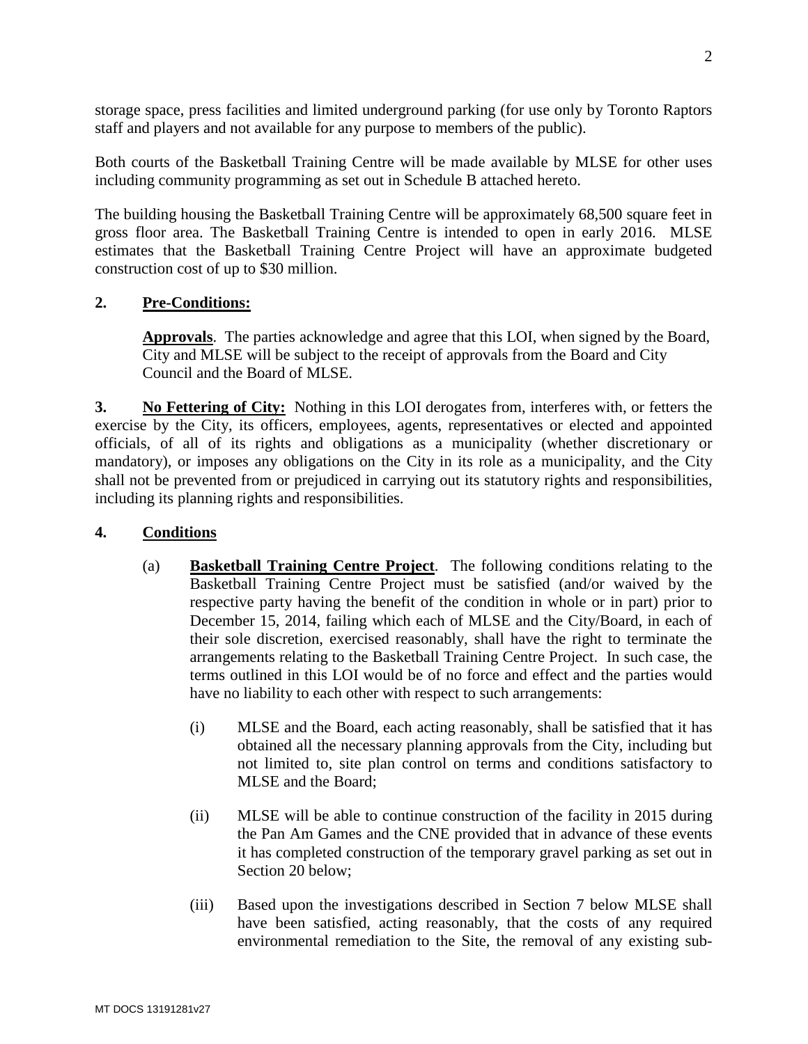storage space, press facilities and limited underground parking (for use only by Toronto Raptors staff and players and not available for any purpose to members of the public).

Both courts of the Basketball Training Centre will be made available by MLSE for other uses including community programming as set out in Schedule B attached hereto.

The building housing the Basketball Training Centre will be approximately 68,500 square feet in gross floor area. The Basketball Training Centre is intended to open in early 2016. MLSE estimates that the Basketball Training Centre Project will have an approximate budgeted construction cost of up to $30 million.

**2. Pre-Conditions:**

**Approvals**. The parties acknowledge and agree that this LOI, when signed by the Board, City and MLSE will be subject to the receipt of approvals from the Board and City Council and the Board of MLSE.

**3. No Fettering of City:** Nothing in this LOI derogates from, interferes with, or fetters the exercise by the City, its officers, employees, agents, representatives or elected and appointed officials, of all of its rights and obligations as a municipality (whether discretionary or mandatory), or imposes any obligations on the City in its role as a municipality, and the City shall not be prevented from or prejudiced in carrying out its statutory rights and responsibilities, including its planning rights and responsibilities.

**4. Conditions**

(a) **Basketball Training Centre Project**. The following conditions relating to the Basketball Training Centre Project must be satisfied (and/or waived by the respective party having the benefit of the condition in whole or in part) prior to December 15, 2014, failing which each of MLSE and the City/Board, in each of their sole discretion, exercised reasonably, shall have the right to terminate the arrangements relating to the Basketball Training Centre Project. In such case, the terms outlined in this LOI would be of no force and effect and the parties would have no liability to each other with respect to such arrangements:

(i) MLSE and the Board, each acting reasonably, shall be satisfied that it has obtained all the necessary planning approvals from the City, including but not limited to, site plan control on terms and conditions satisfactory to MLSE and the Board;

(ii) MLSE will be able to continue construction of the facility in 2015 during the Pan Am Games and the CNE provided that in advance of these events it has completed construction of the temporary gravel parking as set out in Section 20 below;

(iii) Based upon the investigations described in Section 7 below MLSE shall have been satisfied, acting reasonably, that the costs of any required environmental remediation to the Site, the removal of any existing sub-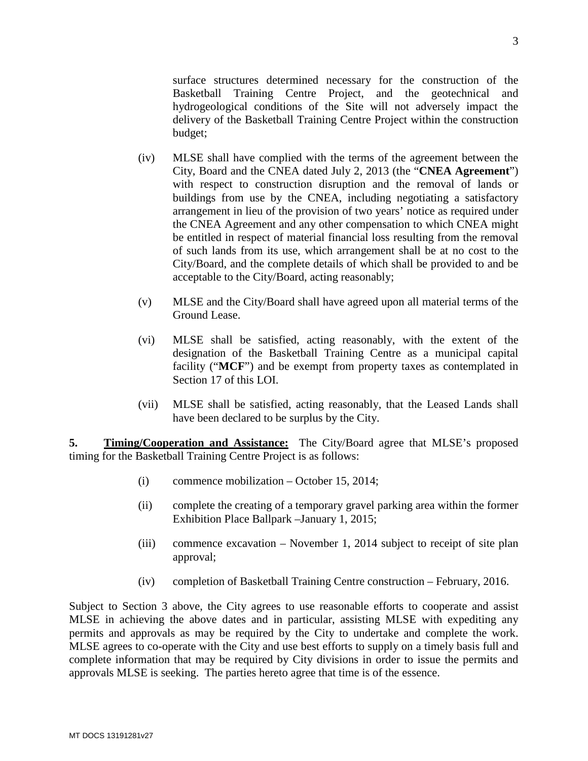surface structures determined necessary for the construction of the Basketball Training Centre Project, and the geotechnical and hydrogeological conditions of the Site will not adversely impact the delivery of the Basketball Training Centre Project within the construction budget;

(iv) MLSE shall have complied with the terms of the agreement between the City, Board and the CNEA dated July 2, 2013 (the "**CNEA Agreement**") with respect to construction disruption and the removal of lands or buildings from use by the CNEA, including negotiating a satisfactory arrangement in lieu of the provision of two years' notice as required under the CNEA Agreement and any other compensation to which CNEA might be entitled in respect of material financial loss resulting from the removal of such lands from its use, which arrangement shall be at no cost to the City/Board, and the complete details of which shall be provided to and be acceptable to the City/Board, acting reasonably;

(v) MLSE and the City/Board shall have agreed upon all material terms of the Ground Lease.

(vi) MLSE shall be satisfied, acting reasonably, with the extent of the designation of the Basketball Training Centre as a municipal capital facility ("**MCF**") and be exempt from property taxes as contemplated in Section 17 of this LOI.

(vii) MLSE shall be satisfied, acting reasonably, that the Leased Lands shall have been declared to be surplus by the City.

**5. <u>Timing/Cooperation and Assistance:</u>** The City/Board agree that MLSE's proposed timing for the Basketball Training Centre Project is as follows:

(i) commence mobilization – October 15, 2014;

(ii) complete the creating of a temporary gravel parking area within the former Exhibition Place Ballpark –January 1, 2015;

(iii) commence excavation – November 1, 2014 subject to receipt of site plan approval;

(iv) completion of Basketball Training Centre construction – February, 2016.

Subject to Section 3 above, the City agrees to use reasonable efforts to cooperate and assist MLSE in achieving the above dates and in particular, assisting MLSE with expediting any permits and approvals as may be required by the City to undertake and complete the work. MLSE agrees to co-operate with the City and use best efforts to supply on a timely basis full and complete information that may be required by City divisions in order to issue the permits and approvals MLSE is seeking. The parties hereto agree that time is of the essence.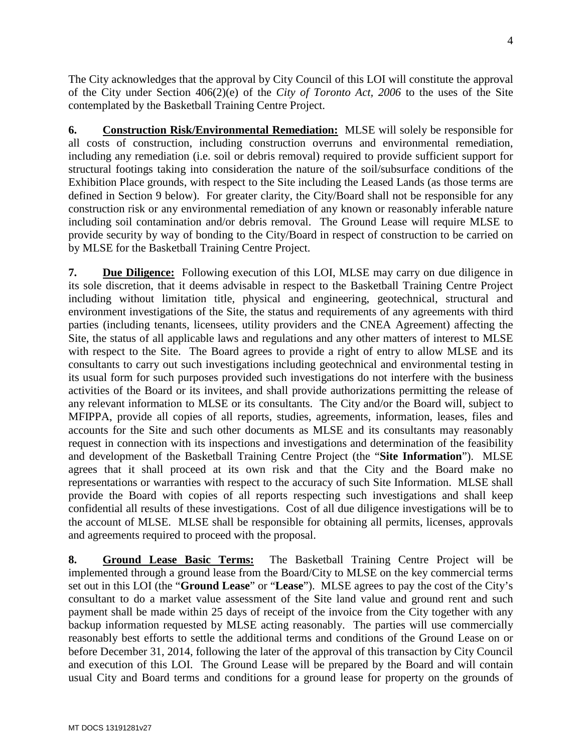The City acknowledges that the approval by City Council of this LOI will constitute the approval of the City under Section 406(2)(e) of the *City of Toronto Act, 2006* to the uses of the Site contemplated by the Basketball Training Centre Project.

**6. Construction Risk/Environmental Remediation:** MLSE will solely be responsible for all costs of construction, including construction overruns and environmental remediation, including any remediation (i.e. soil or debris removal) required to provide sufficient support for structural footings taking into consideration the nature of the soil/subsurface conditions of the Exhibition Place grounds, with respect to the Site including the Leased Lands (as those terms are defined in Section 9 below). For greater clarity, the City/Board shall not be responsible for any construction risk or any environmental remediation of any known or reasonably inferable nature including soil contamination and/or debris removal. The Ground Lease will require MLSE to provide security by way of bonding to the City/Board in respect of construction to be carried on by MLSE for the Basketball Training Centre Project.

**7. Due Diligence:** Following execution of this LOI, MLSE may carry on due diligence in its sole discretion, that it deems advisable in respect to the Basketball Training Centre Project including without limitation title, physical and engineering, geotechnical, structural and environment investigations of the Site, the status and requirements of any agreements with third parties (including tenants, licensees, utility providers and the CNEA Agreement) affecting the Site, the status of all applicable laws and regulations and any other matters of interest to MLSE with respect to the Site. The Board agrees to provide a right of entry to allow MLSE and its consultants to carry out such investigations including geotechnical and environmental testing in its usual form for such purposes provided such investigations do not interfere with the business activities of the Board or its invitees, and shall provide authorizations permitting the release of any relevant information to MLSE or its consultants. The City and/or the Board will, subject to MFIPPA, provide all copies of all reports, studies, agreements, information, leases, files and accounts for the Site and such other documents as MLSE and its consultants may reasonably request in connection with its inspections and investigations and determination of the feasibility and development of the Basketball Training Centre Project (the "**Site Information**"). MLSE agrees that it shall proceed at its own risk and that the City and the Board make no representations or warranties with respect to the accuracy of such Site Information. MLSE shall provide the Board with copies of all reports respecting such investigations and shall keep confidential all results of these investigations. Cost of all due diligence investigations will be to the account of MLSE. MLSE shall be responsible for obtaining all permits, licenses, approvals and agreements required to proceed with the proposal.

**8. Ground Lease Basic Terms:** The Basketball Training Centre Project will be implemented through a ground lease from the Board/City to MLSE on the key commercial terms set out in this LOI (the "**Ground Lease**" or "**Lease**"). MLSE agrees to pay the cost of the City's consultant to do a market value assessment of the Site land value and ground rent and such payment shall be made within 25 days of receipt of the invoice from the City together with any backup information requested by MLSE acting reasonably. The parties will use commercially reasonably best efforts to settle the additional terms and conditions of the Ground Lease on or before December 31, 2014, following the later of the approval of this transaction by City Council and execution of this LOI. The Ground Lease will be prepared by the Board and will contain usual City and Board terms and conditions for a ground lease for property on the grounds of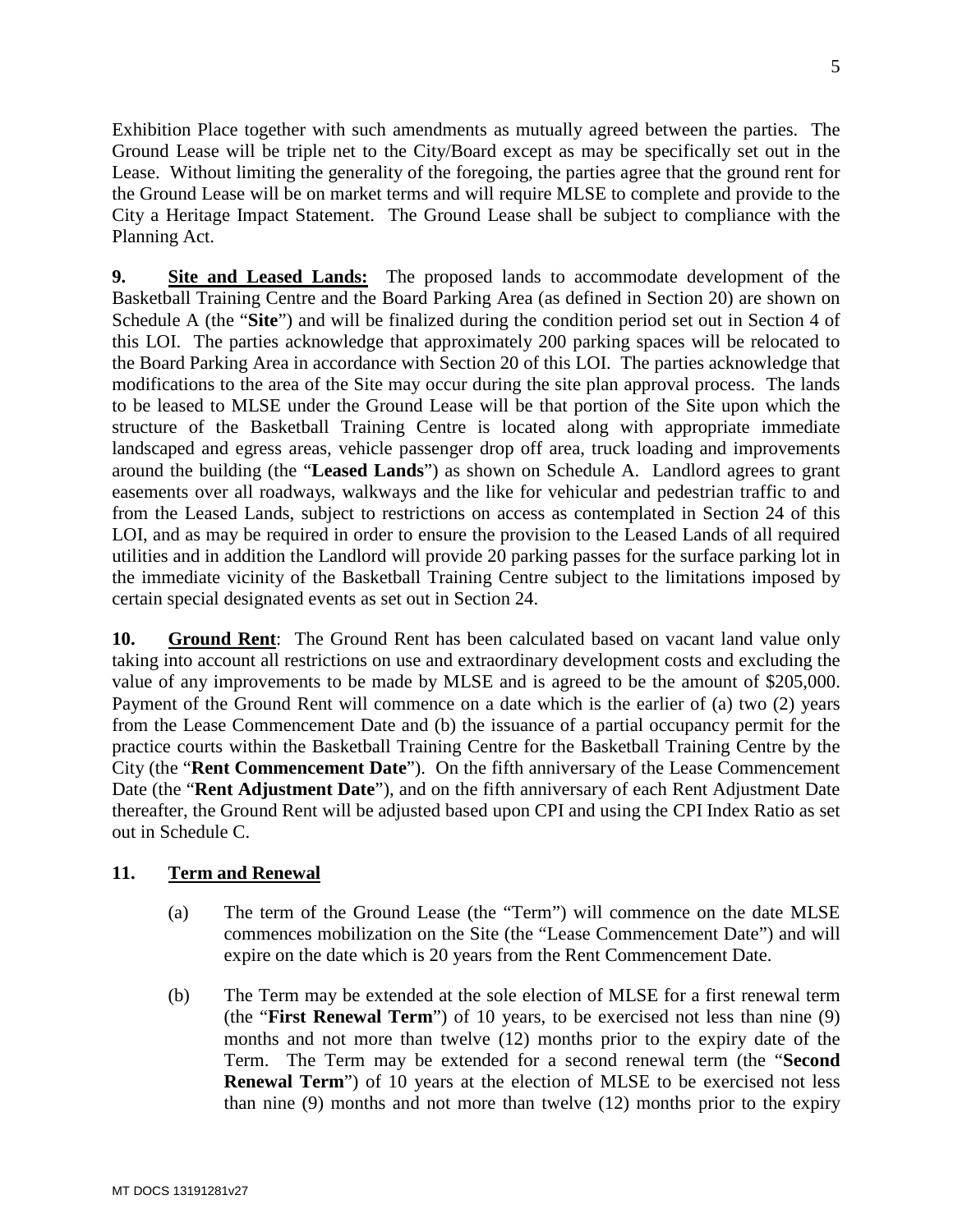Exhibition Place together with such amendments as mutually agreed between the parties. The Ground Lease will be triple net to the City/Board except as may be specifically set out in the Lease. Without limiting the generality of the foregoing, the parties agree that the ground rent for the Ground Lease will be on market terms and will require MLSE to complete and provide to the City a Heritage Impact Statement. The Ground Lease shall be subject to compliance with the Planning Act.

**9. <u>Site and Leased Lands:</u>** The proposed lands to accommodate development of the Basketball Training Centre and the Board Parking Area (as defined in Section 20) are shown on Schedule A (the "**Site**") and will be finalized during the condition period set out in Section 4 of this LOI. The parties acknowledge that approximately 200 parking spaces will be relocated to the Board Parking Area in accordance with Section 20 of this LOI. The parties acknowledge that modifications to the area of the Site may occur during the site plan approval process. The lands to be leased to MLSE under the Ground Lease will be that portion of the Site upon which the structure of the Basketball Training Centre is located along with appropriate immediate landscaped and egress areas, vehicle passenger drop off area, truck loading and improvements around the building (the "**Leased Lands**") as shown on Schedule A. Landlord agrees to grant easements over all roadways, walkways and the like for vehicular and pedestrian traffic to and from the Leased Lands, subject to restrictions on access as contemplated in Section 24 of this LOI, and as may be required in order to ensure the provision to the Leased Lands of all required utilities and in addition the Landlord will provide 20 parking passes for the surface parking lot in the immediate vicinity of the Basketball Training Centre subject to the limitations imposed by certain special designated events as set out in Section 24.

**10. <u>Ground Rent</u>**: The Ground Rent has been calculated based on vacant land value only taking into account all restrictions on use and extraordinary development costs and excluding the value of any improvements to be made by MLSE and is agreed to be the amount of $205,000. Payment of the Ground Rent will commence on a date which is the earlier of (a) two (2) years from the Lease Commencement Date and (b) the issuance of a partial occupancy permit for the practice courts within the Basketball Training Centre for the Basketball Training Centre by the City (the "**Rent Commencement Date**"). On the fifth anniversary of the Lease Commencement Date (the "**Rent Adjustment Date**"), and on the fifth anniversary of each Rent Adjustment Date thereafter, the Ground Rent will be adjusted based upon CPI and using the CPI Index Ratio as set out in Schedule C.

**11. <u>Term and Renewal</u>**

(a) The term of the Ground Lease (the "Term") will commence on the date MLSE commences mobilization on the Site (the "Lease Commencement Date") and will expire on the date which is 20 years from the Rent Commencement Date.

(b) The Term may be extended at the sole election of MLSE for a first renewal term (the "**First Renewal Term**") of 10 years, to be exercised not less than nine (9) months and not more than twelve (12) months prior to the expiry date of the Term. The Term may be extended for a second renewal term (the "**Second Renewal Term**") of 10 years at the election of MLSE to be exercised not less than nine (9) months and not more than twelve (12) months prior to the expiry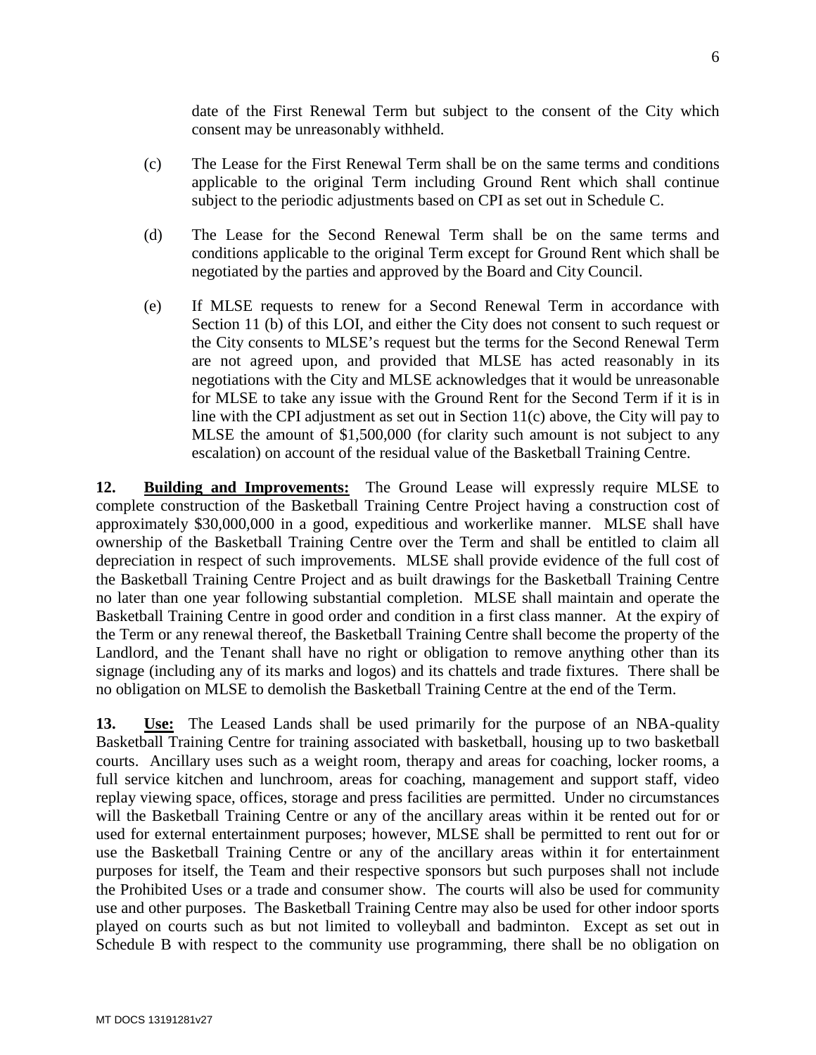date of the First Renewal Term but subject to the consent of the City which consent may be unreasonably withheld.

(c) The Lease for the First Renewal Term shall be on the same terms and conditions applicable to the original Term including Ground Rent which shall continue subject to the periodic adjustments based on CPI as set out in Schedule C.

(d) The Lease for the Second Renewal Term shall be on the same terms and conditions applicable to the original Term except for Ground Rent which shall be negotiated by the parties and approved by the Board and City Council.

(e) If MLSE requests to renew for a Second Renewal Term in accordance with Section 11 (b) of this LOI, and either the City does not consent to such request or the City consents to MLSE's request but the terms for the Second Renewal Term are not agreed upon, and provided that MLSE has acted reasonably in its negotiations with the City and MLSE acknowledges that it would be unreasonable for MLSE to take any issue with the Ground Rent for the Second Term if it is in line with the CPI adjustment as set out in Section 11(c) above, the City will pay to MLSE the amount of $1,500,000 (for clarity such amount is not subject to any escalation) on account of the residual value of the Basketball Training Centre.

**12. <u>Building and Improvements:</u>** The Ground Lease will expressly require MLSE to complete construction of the Basketball Training Centre Project having a construction cost of approximately $30,000,000 in a good, expeditious and workerlike manner. MLSE shall have ownership of the Basketball Training Centre over the Term and shall be entitled to claim all depreciation in respect of such improvements. MLSE shall provide evidence of the full cost of the Basketball Training Centre Project and as built drawings for the Basketball Training Centre no later than one year following substantial completion. MLSE shall maintain and operate the Basketball Training Centre in good order and condition in a first class manner. At the expiry of the Term or any renewal thereof, the Basketball Training Centre shall become the property of the Landlord, and the Tenant shall have no right or obligation to remove anything other than its signage (including any of its marks and logos) and its chattels and trade fixtures. There shall be no obligation on MLSE to demolish the Basketball Training Centre at the end of the Term.

**13. <u>Use:</u>** The Leased Lands shall be used primarily for the purpose of an NBA-quality Basketball Training Centre for training associated with basketball, housing up to two basketball courts. Ancillary uses such as a weight room, therapy and areas for coaching, locker rooms, a full service kitchen and lunchroom, areas for coaching, management and support staff, video replay viewing space, offices, storage and press facilities are permitted. Under no circumstances will the Basketball Training Centre or any of the ancillary areas within it be rented out for or used for external entertainment purposes; however, MLSE shall be permitted to rent out for or use the Basketball Training Centre or any of the ancillary areas within it for entertainment purposes for itself, the Team and their respective sponsors but such purposes shall not include the Prohibited Uses or a trade and consumer show. The courts will also be used for community use and other purposes. The Basketball Training Centre may also be used for other indoor sports played on courts such as but not limited to volleyball and badminton. Except as set out in Schedule B with respect to the community use programming, there shall be no obligation on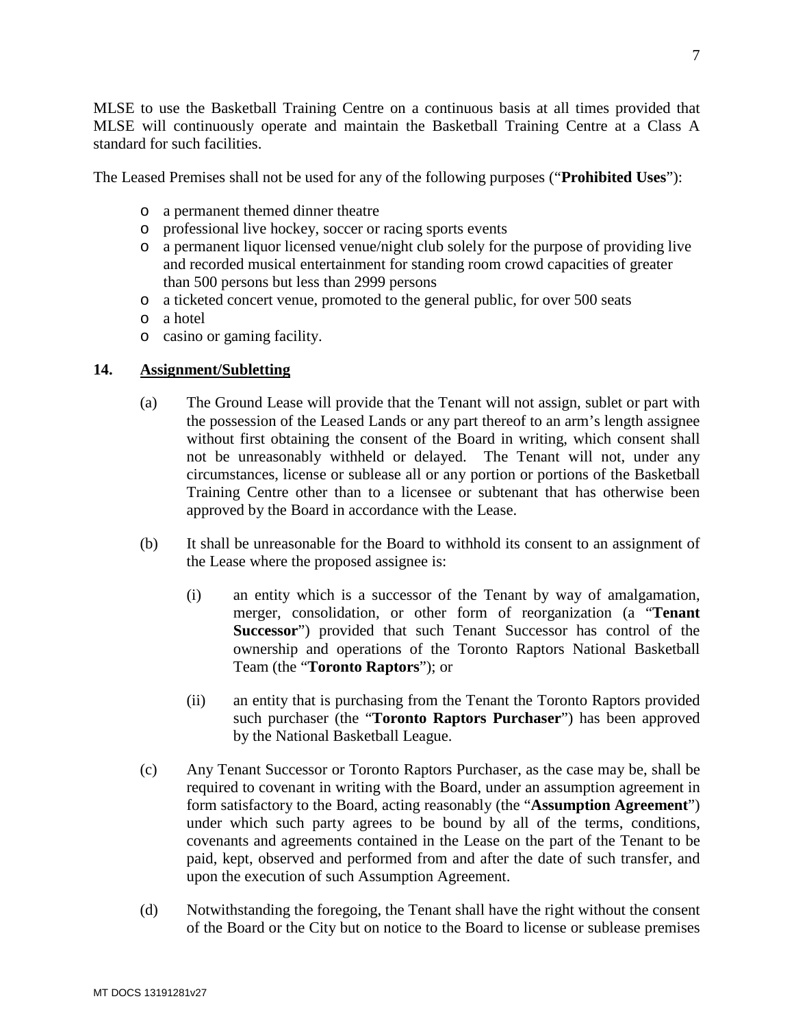MLSE to use the Basketball Training Centre on a continuous basis at all times provided that MLSE will continuously operate and maintain the Basketball Training Centre at a Class A standard for such facilities.

The Leased Premises shall not be used for any of the following purposes ("**Prohibited Uses**"):

- a permanent themed dinner theatre
- professional live hockey, soccer or racing sports events
- a permanent liquor licensed venue/night club solely for the purpose of providing live and recorded musical entertainment for standing room crowd capacities of greater than 500 persons but less than 2999 persons
- a ticketed concert venue, promoted to the general public, for over 500 seats
- a hotel
- casino or gaming facility.

**14. Assignment/Subletting**

(a) The Ground Lease will provide that the Tenant will not assign, sublet or part with the possession of the Leased Lands or any part thereof to an arm's length assignee without first obtaining the consent of the Board in writing, which consent shall not be unreasonably withheld or delayed. The Tenant will not, under any circumstances, license or sublease all or any portion or portions of the Basketball Training Centre other than to a licensee or subtenant that has otherwise been approved by the Board in accordance with the Lease.

(b) It shall be unreasonable for the Board to withhold its consent to an assignment of the Lease where the proposed assignee is:

(i) an entity which is a successor of the Tenant by way of amalgamation, merger, consolidation, or other form of reorganization (a "**Tenant Successor**") provided that such Tenant Successor has control of the ownership and operations of the Toronto Raptors National Basketball Team (the "**Toronto Raptors**"); or

(ii) an entity that is purchasing from the Tenant the Toronto Raptors provided such purchaser (the "**Toronto Raptors Purchaser**") has been approved by the National Basketball League.

(c) Any Tenant Successor or Toronto Raptors Purchaser, as the case may be, shall be required to covenant in writing with the Board, under an assumption agreement in form satisfactory to the Board, acting reasonably (the "**Assumption Agreement**") under which such party agrees to be bound by all of the terms, conditions, covenants and agreements contained in the Lease on the part of the Tenant to be paid, kept, observed and performed from and after the date of such transfer, and upon the execution of such Assumption Agreement.

(d) Notwithstanding the foregoing, the Tenant shall have the right without the consent of the Board or the City but on notice to the Board to license or sublease premises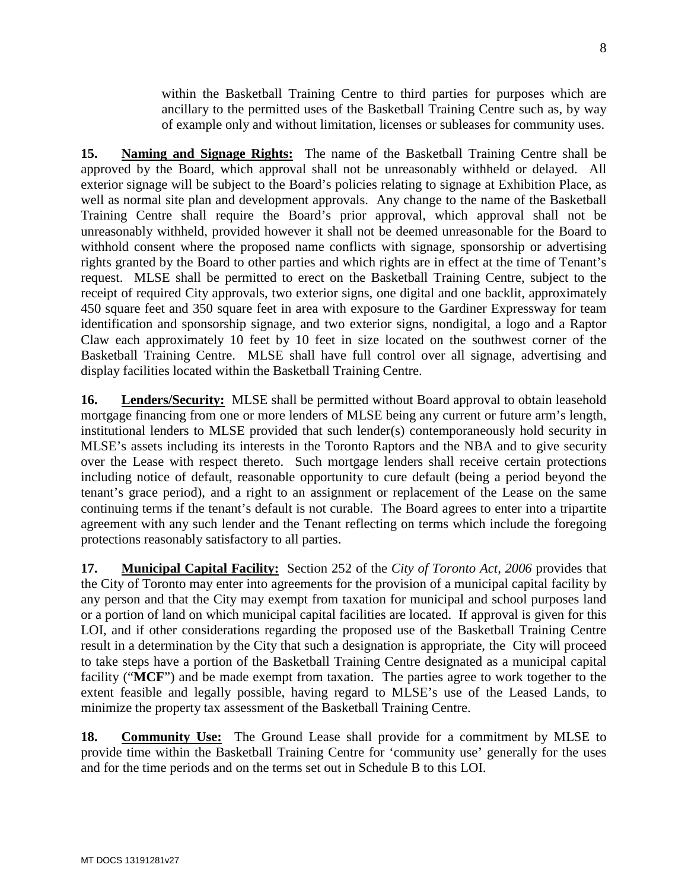within the Basketball Training Centre to third parties for purposes which are ancillary to the permitted uses of the Basketball Training Centre such as, by way of example only and without limitation, licenses or subleases for community uses.

**15. <u>Naming and Signage Rights:</u>** The name of the Basketball Training Centre shall be approved by the Board, which approval shall not be unreasonably withheld or delayed. All exterior signage will be subject to the Board's policies relating to signage at Exhibition Place, as well as normal site plan and development approvals. Any change to the name of the Basketball Training Centre shall require the Board's prior approval, which approval shall not be unreasonably withheld, provided however it shall not be deemed unreasonable for the Board to withhold consent where the proposed name conflicts with signage, sponsorship or advertising rights granted by the Board to other parties and which rights are in effect at the time of Tenant's request. MLSE shall be permitted to erect on the Basketball Training Centre, subject to the receipt of required City approvals, two exterior signs, one digital and one backlit, approximately 450 square feet and 350 square feet in area with exposure to the Gardiner Expressway for team identification and sponsorship signage, and two exterior signs, nondigital, a logo and a Raptor Claw each approximately 10 feet by 10 feet in size located on the southwest corner of the Basketball Training Centre. MLSE shall have full control over all signage, advertising and display facilities located within the Basketball Training Centre.

**16. <u>Lenders/Security:</u>** MLSE shall be permitted without Board approval to obtain leasehold mortgage financing from one or more lenders of MLSE being any current or future arm's length, institutional lenders to MLSE provided that such lender(s) contemporaneously hold security in MLSE's assets including its interests in the Toronto Raptors and the NBA and to give security over the Lease with respect thereto. Such mortgage lenders shall receive certain protections including notice of default, reasonable opportunity to cure default (being a period beyond the tenant's grace period), and a right to an assignment or replacement of the Lease on the same continuing terms if the tenant's default is not curable. The Board agrees to enter into a tripartite agreement with any such lender and the Tenant reflecting on terms which include the foregoing protections reasonably satisfactory to all parties.

**17. <u>Municipal Capital Facility:</u>** Section 252 of the *City of Toronto Act, 2006* provides that the City of Toronto may enter into agreements for the provision of a municipal capital facility by any person and that the City may exempt from taxation for municipal and school purposes land or a portion of land on which municipal capital facilities are located. If approval is given for this LOI, and if other considerations regarding the proposed use of the Basketball Training Centre result in a determination by the City that such a designation is appropriate, the City will proceed to take steps have a portion of the Basketball Training Centre designated as a municipal capital facility ("**MCF**") and be made exempt from taxation. The parties agree to work together to the extent feasible and legally possible, having regard to MLSE's use of the Leased Lands, to minimize the property tax assessment of the Basketball Training Centre.

**18. <u>Community Use:</u>** The Ground Lease shall provide for a commitment by MLSE to provide time within the Basketball Training Centre for 'community use' generally for the uses and for the time periods and on the terms set out in Schedule B to this LOI.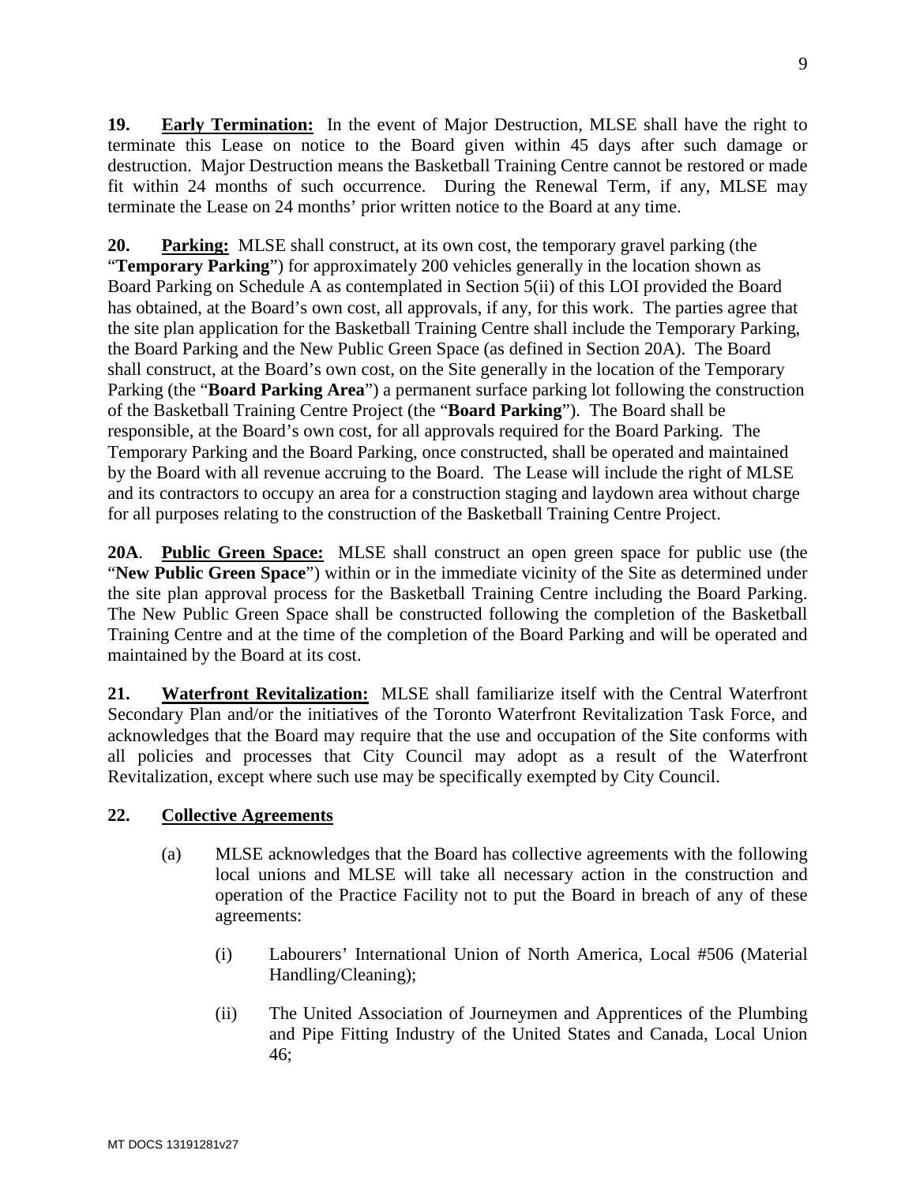**19. Early Termination:** In the event of Major Destruction, MLSE shall have the right to terminate this Lease on notice to the Board given within 45 days after such damage or destruction. Major Destruction means the Basketball Training Centre cannot be restored or made fit within 24 months of such occurrence. During the Renewal Term, if any, MLSE may terminate the Lease on 24 months' prior written notice to the Board at any time.

**20. Parking:** MLSE shall construct, at its own cost, the temporary gravel parking (the "**Temporary Parking**") for approximately 200 vehicles generally in the location shown as Board Parking on Schedule A as contemplated in Section 5(ii) of this LOI provided the Board has obtained, at the Board's own cost, all approvals, if any, for this work. The parties agree that the site plan application for the Basketball Training Centre shall include the Temporary Parking, the Board Parking and the New Public Green Space (as defined in Section 20A). The Board shall construct, at the Board's own cost, on the Site generally in the location of the Temporary Parking (the "**Board Parking Area**") a permanent surface parking lot following the construction of the Basketball Training Centre Project (the "**Board Parking**"). The Board shall be responsible, at the Board's own cost, for all approvals required for the Board Parking. The Temporary Parking and the Board Parking, once constructed, shall be operated and maintained by the Board with all revenue accruing to the Board. The Lease will include the right of MLSE and its contractors to occupy an area for a construction staging and laydown area without charge for all purposes relating to the construction of the Basketball Training Centre Project.

**20A. Public Green Space:** MLSE shall construct an open green space for public use (the "**New Public Green Space**") within or in the immediate vicinity of the Site as determined under the site plan approval process for the Basketball Training Centre including the Board Parking. The New Public Green Space shall be constructed following the completion of the Basketball Training Centre and at the time of the completion of the Board Parking and will be operated and maintained by the Board at its cost.

**21. Waterfront Revitalization:** MLSE shall familiarize itself with the Central Waterfront Secondary Plan and/or the initiatives of the Toronto Waterfront Revitalization Task Force, and acknowledges that the Board may require that the use and occupation of the Site conforms with all policies and processes that City Council may adopt as a result of the Waterfront Revitalization, except where such use may be specifically exempted by City Council.

**22. Collective Agreements**

(a) MLSE acknowledges that the Board has collective agreements with the following local unions and MLSE will take all necessary action in the construction and operation of the Practice Facility not to put the Board in breach of any of these agreements:

(i) Labourers' International Union of North America, Local #506 (Material Handling/Cleaning);

(ii) The United Association of Journeymen and Apprentices of the Plumbing and Pipe Fitting Industry of the United States and Canada, Local Union 46;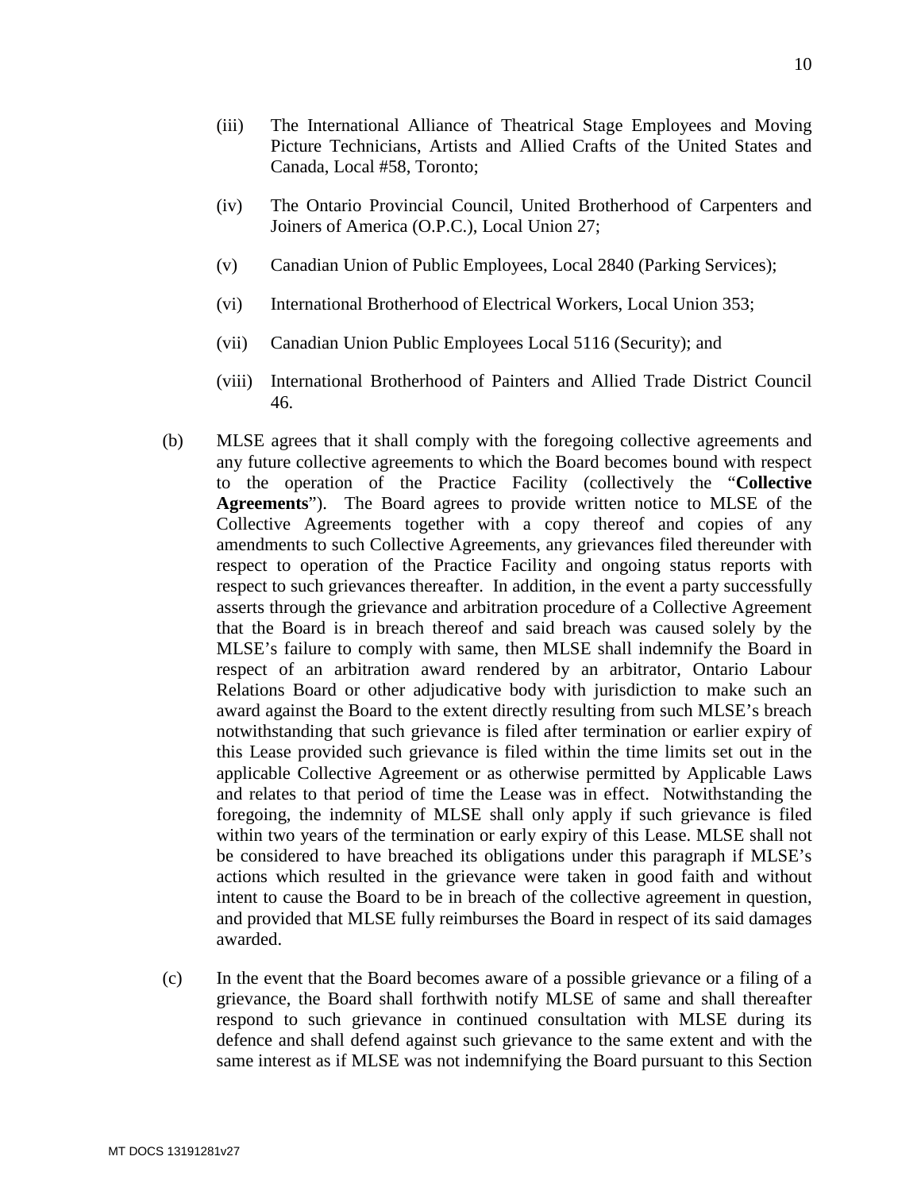(iii) The International Alliance of Theatrical Stage Employees and Moving Picture Technicians, Artists and Allied Crafts of the United States and Canada, Local #58, Toronto;

(iv) The Ontario Provincial Council, United Brotherhood of Carpenters and Joiners of America (O.P.C.), Local Union 27;

(v) Canadian Union of Public Employees, Local 2840 (Parking Services);

(vi) International Brotherhood of Electrical Workers, Local Union 353;

(vii) Canadian Union Public Employees Local 5116 (Security); and

(viii) International Brotherhood of Painters and Allied Trade District Council 46.

(b) MLSE agrees that it shall comply with the foregoing collective agreements and any future collective agreements to which the Board becomes bound with respect to the operation of the Practice Facility (collectively the "**Collective Agreements**"). The Board agrees to provide written notice to MLSE of the Collective Agreements together with a copy thereof and copies of any amendments to such Collective Agreements, any grievances filed thereunder with respect to operation of the Practice Facility and ongoing status reports with respect to such grievances thereafter. In addition, in the event a party successfully asserts through the grievance and arbitration procedure of a Collective Agreement that the Board is in breach thereof and said breach was caused solely by the MLSE's failure to comply with same, then MLSE shall indemnify the Board in respect of an arbitration award rendered by an arbitrator, Ontario Labour Relations Board or other adjudicative body with jurisdiction to make such an award against the Board to the extent directly resulting from such MLSE's breach notwithstanding that such grievance is filed after termination or earlier expiry of this Lease provided such grievance is filed within the time limits set out in the applicable Collective Agreement or as otherwise permitted by Applicable Laws and relates to that period of time the Lease was in effect. Notwithstanding the foregoing, the indemnity of MLSE shall only apply if such grievance is filed within two years of the termination or early expiry of this Lease. MLSE shall not be considered to have breached its obligations under this paragraph if MLSE's actions which resulted in the grievance were taken in good faith and without intent to cause the Board to be in breach of the collective agreement in question, and provided that MLSE fully reimburses the Board in respect of its said damages awarded.

(c) In the event that the Board becomes aware of a possible grievance or a filing of a grievance, the Board shall forthwith notify MLSE of same and shall thereafter respond to such grievance in continued consultation with MLSE during its defence and shall defend against such grievance to the same extent and with the same interest as if MLSE was not indemnifying the Board pursuant to this Section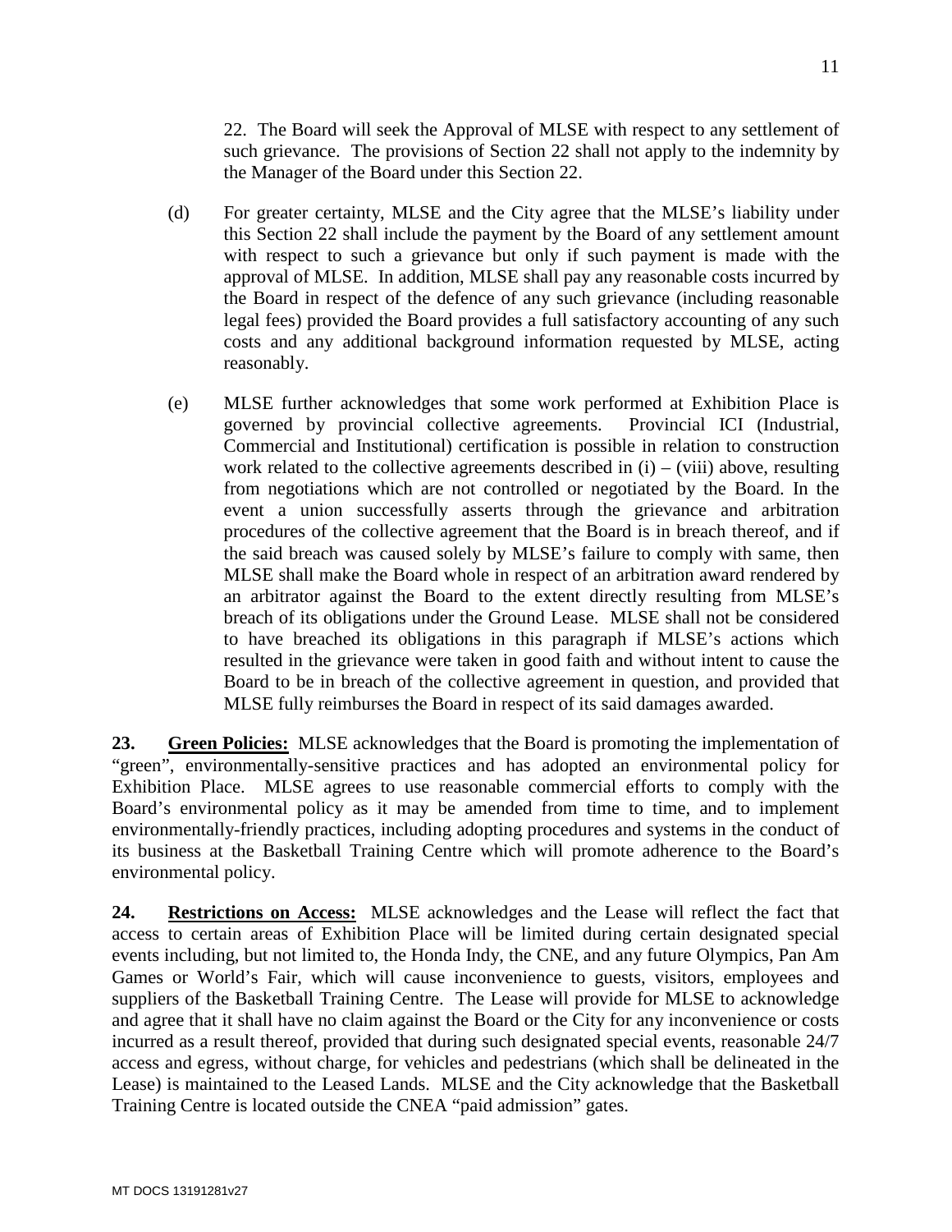22. The Board will seek the Approval of MLSE with respect to any settlement of such grievance. The provisions of Section 22 shall not apply to the indemnity by the Manager of the Board under this Section 22.

(d) For greater certainty, MLSE and the City agree that the MLSE's liability under this Section 22 shall include the payment by the Board of any settlement amount with respect to such a grievance but only if such payment is made with the approval of MLSE. In addition, MLSE shall pay any reasonable costs incurred by the Board in respect of the defence of any such grievance (including reasonable legal fees) provided the Board provides a full satisfactory accounting of any such costs and any additional background information requested by MLSE, acting reasonably.

(e) MLSE further acknowledges that some work performed at Exhibition Place is governed by provincial collective agreements. Provincial ICI (Industrial, Commercial and Institutional) certification is possible in relation to construction work related to the collective agreements described in (i) – (viii) above, resulting from negotiations which are not controlled or negotiated by the Board. In the event a union successfully asserts through the grievance and arbitration procedures of the collective agreement that the Board is in breach thereof, and if the said breach was caused solely by MLSE's failure to comply with same, then MLSE shall make the Board whole in respect of an arbitration award rendered by an arbitrator against the Board to the extent directly resulting from MLSE's breach of its obligations under the Ground Lease. MLSE shall not be considered to have breached its obligations in this paragraph if MLSE's actions which resulted in the grievance were taken in good faith and without intent to cause the Board to be in breach of the collective agreement in question, and provided that MLSE fully reimburses the Board in respect of its said damages awarded.

**23. Green Policies:** MLSE acknowledges that the Board is promoting the implementation of "green", environmentally-sensitive practices and has adopted an environmental policy for Exhibition Place. MLSE agrees to use reasonable commercial efforts to comply with the Board's environmental policy as it may be amended from time to time, and to implement environmentally-friendly practices, including adopting procedures and systems in the conduct of its business at the Basketball Training Centre which will promote adherence to the Board's environmental policy.

**24. Restrictions on Access:** MLSE acknowledges and the Lease will reflect the fact that access to certain areas of Exhibition Place will be limited during certain designated special events including, but not limited to, the Honda Indy, the CNE, and any future Olympics, Pan Am Games or World's Fair, which will cause inconvenience to guests, visitors, employees and suppliers of the Basketball Training Centre. The Lease will provide for MLSE to acknowledge and agree that it shall have no claim against the Board or the City for any inconvenience or costs incurred as a result thereof, provided that during such designated special events, reasonable 24/7 access and egress, without charge, for vehicles and pedestrians (which shall be delineated in the Lease) is maintained to the Leased Lands. MLSE and the City acknowledge that the Basketball Training Centre is located outside the CNEA "paid admission" gates.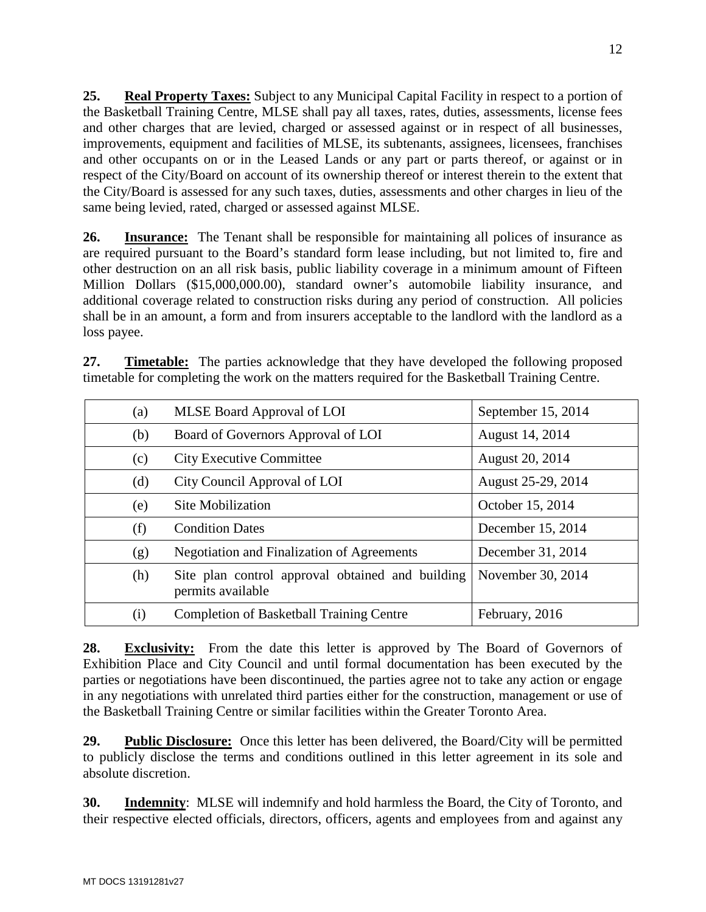**25. Real Property Taxes:** Subject to any Municipal Capital Facility in respect to a portion of the Basketball Training Centre, MLSE shall pay all taxes, rates, duties, assessments, license fees and other charges that are levied, charged or assessed against or in respect of all businesses, improvements, equipment and facilities of MLSE, its subtenants, assignees, licensees, franchises and other occupants on or in the Leased Lands or any part or parts thereof, or against or in respect of the City/Board on account of its ownership thereof or interest therein to the extent that the City/Board is assessed for any such taxes, duties, assessments and other charges in lieu of the same being levied, rated, charged or assessed against MLSE.

**26. Insurance:** The Tenant shall be responsible for maintaining all polices of insurance as are required pursuant to the Board's standard form lease including, but not limited to, fire and other destruction on an all risk basis, public liability coverage in a minimum amount of Fifteen Million Dollars ($15,000,000.00), standard owner's automobile liability insurance, and additional coverage related to construction risks during any period of construction. All policies shall be in an amount, a form and from insurers acceptable to the landlord with the landlord as a loss payee.

**27. Timetable:** The parties acknowledge that they have developed the following proposed timetable for completing the work on the matters required for the Basketball Training Centre.

| | | |
|---|---|---|
| (a) | MLSE Board Approval of LOI | September 15, 2014 |
| (b) | Board of Governors Approval of LOI | August 14, 2014 |
| (c) | City Executive Committee | August 20, 2014 |
| (d) | City Council Approval of LOI | August 25-29, 2014 |
| (e) | Site Mobilization | October 15, 2014 |
| (f) | Condition Dates | December 15, 2014 |
| (g) | Negotiation and Finalization of Agreements | December 31, 2014 |
| (h) | Site plan control approval obtained and building permits available | November 30, 2014 |
| (i) | Completion of Basketball Training Centre | February, 2016 |

**28. Exclusivity:** From the date this letter is approved by The Board of Governors of Exhibition Place and City Council and until formal documentation has been executed by the parties or negotiations have been discontinued, the parties agree not to take any action or engage in any negotiations with unrelated third parties either for the construction, management or use of the Basketball Training Centre or similar facilities within the Greater Toronto Area.

**29. Public Disclosure:** Once this letter has been delivered, the Board/City will be permitted to publicly disclose the terms and conditions outlined in this letter agreement in its sole and absolute discretion.

**30. Indemnity**: MLSE will indemnify and hold harmless the Board, the City of Toronto, and their respective elected officials, directors, officers, agents and employees from and against any

MT DOCS 13191281v27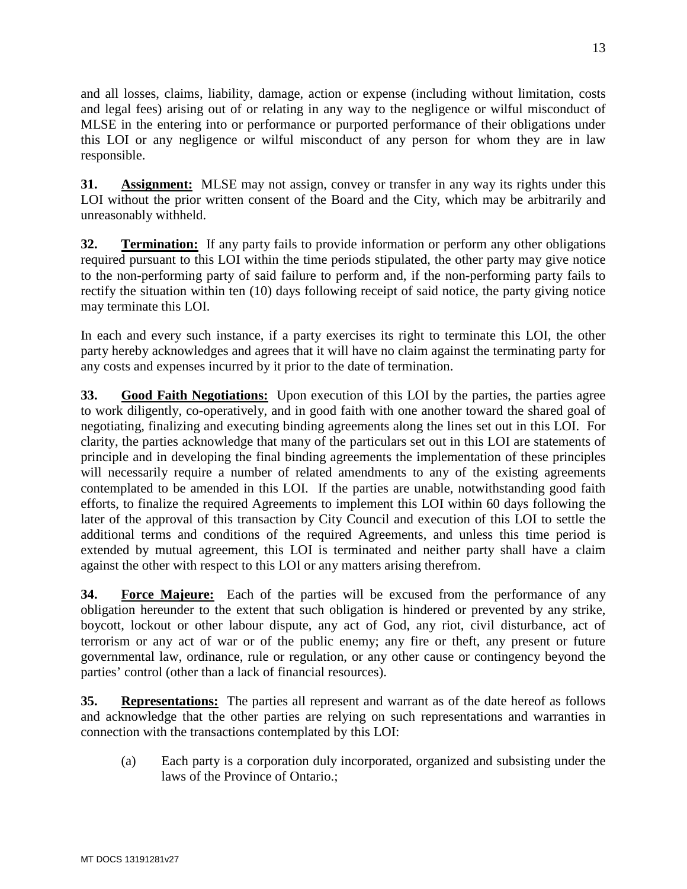and all losses, claims, liability, damage, action or expense (including without limitation, costs and legal fees) arising out of or relating in any way to the negligence or wilful misconduct of MLSE in the entering into or performance or purported performance of their obligations under this LOI or any negligence or wilful misconduct of any person for whom they are in law responsible.

**31. Assignment:** MLSE may not assign, convey or transfer in any way its rights under this LOI without the prior written consent of the Board and the City, which may be arbitrarily and unreasonably withheld.

**32. Termination:** If any party fails to provide information or perform any other obligations required pursuant to this LOI within the time periods stipulated, the other party may give notice to the non-performing party of said failure to perform and, if the non-performing party fails to rectify the situation within ten (10) days following receipt of said notice, the party giving notice may terminate this LOI.

In each and every such instance, if a party exercises its right to terminate this LOI, the other party hereby acknowledges and agrees that it will have no claim against the terminating party for any costs and expenses incurred by it prior to the date of termination.

**33. Good Faith Negotiations:** Upon execution of this LOI by the parties, the parties agree to work diligently, co-operatively, and in good faith with one another toward the shared goal of negotiating, finalizing and executing binding agreements along the lines set out in this LOI. For clarity, the parties acknowledge that many of the particulars set out in this LOI are statements of principle and in developing the final binding agreements the implementation of these principles will necessarily require a number of related amendments to any of the existing agreements contemplated to be amended in this LOI. If the parties are unable, notwithstanding good faith efforts, to finalize the required Agreements to implement this LOI within 60 days following the later of the approval of this transaction by City Council and execution of this LOI to settle the additional terms and conditions of the required Agreements, and unless this time period is extended by mutual agreement, this LOI is terminated and neither party shall have a claim against the other with respect to this LOI or any matters arising therefrom.

**34. Force Majeure:** Each of the parties will be excused from the performance of any obligation hereunder to the extent that such obligation is hindered or prevented by any strike, boycott, lockout or other labour dispute, any act of God, any riot, civil disturbance, act of terrorism or any act of war or of the public enemy; any fire or theft, any present or future governmental law, ordinance, rule or regulation, or any other cause or contingency beyond the parties' control (other than a lack of financial resources).

**35. Representations:** The parties all represent and warrant as of the date hereof as follows and acknowledge that the other parties are relying on such representations and warranties in connection with the transactions contemplated by this LOI:

(a) Each party is a corporation duly incorporated, organized and subsisting under the laws of the Province of Ontario.;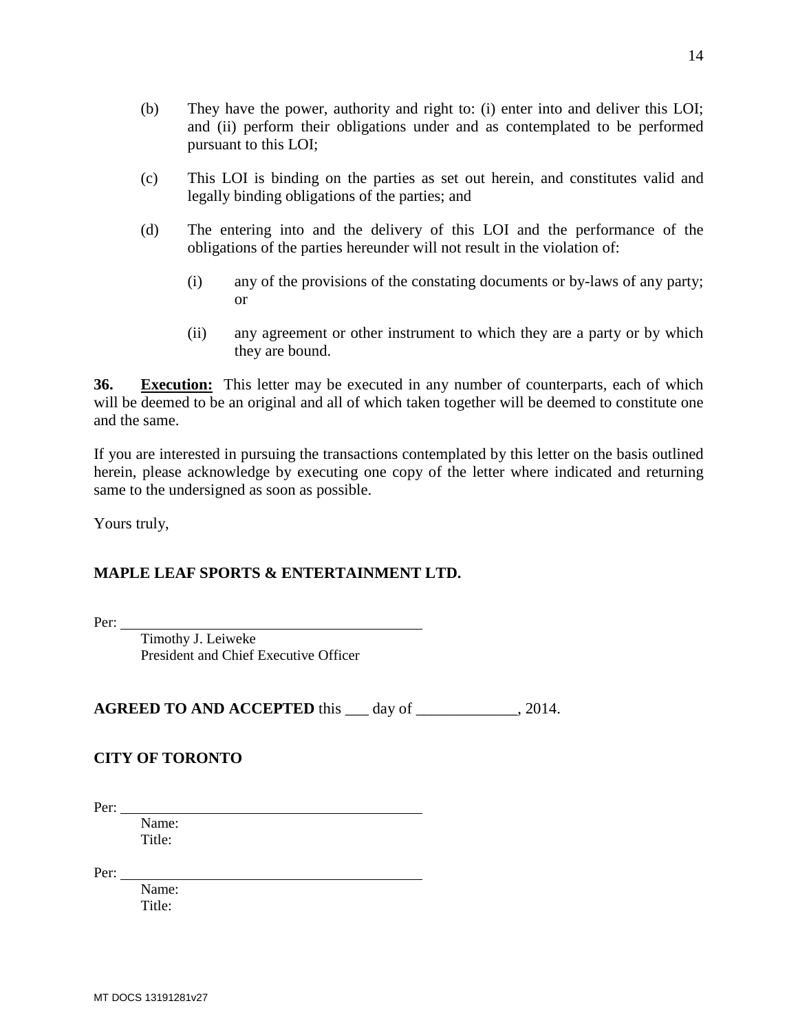(b) They have the power, authority and right to: (i) enter into and deliver this LOI; and (ii) perform their obligations under and as contemplated to be performed pursuant to this LOI;

(c) This LOI is binding on the parties as set out herein, and constitutes valid and legally binding obligations of the parties; and

(d) The entering into and the delivery of this LOI and the performance of the obligations of the parties hereunder will not result in the violation of:

(i) any of the provisions of the constating documents or by-laws of any party; or

(ii) any agreement or other instrument to which they are a party or by which they are bound.

**36. Execution:** This letter may be executed in any number of counterparts, each of which will be deemed to be an original and all of which taken together will be deemed to constitute one and the same.

If you are interested in pursuing the transactions contemplated by this letter on the basis outlined herein, please acknowledge by executing one copy of the letter where indicated and returning same to the undersigned as soon as possible.

Yours truly,

**MAPLE LEAF SPORTS & ENTERTAINMENT LTD.**

Per: ________________________________________
Timothy J. Leiweke
President and Chief Executive Officer

**AGREED TO AND ACCEPTED** this ___ day of _____________, 2014.

**CITY OF TORONTO**

Per: ________________________________________
Name:
Title:

Per: ________________________________________
Name:
Title:

MT DOCS 13191281v27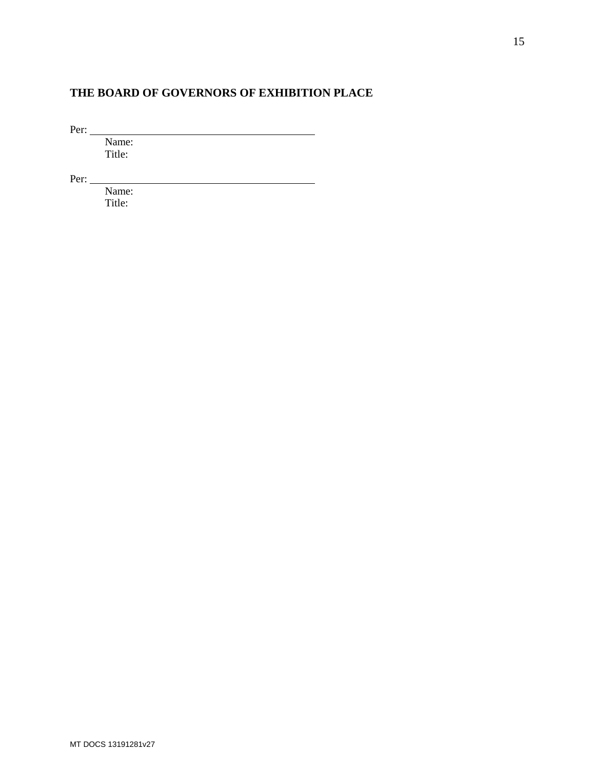**THE BOARD OF GOVERNORS OF EXHIBITION PLACE**

Per: \_\_\_\_\_\_\_\_\_\_\_\_\_\_\_\_\_\_\_\_\_\_\_\_\_\_\_\_\_\_\_\_\_\_\_\_

Name:
Title:

Per: \_\_\_\_\_\_\_\_\_\_\_\_\_\_\_\_\_\_\_\_\_\_\_\_\_\_\_\_\_\_\_\_\_\_\_\_

Name:
Title:

MT DOCS 13191281v27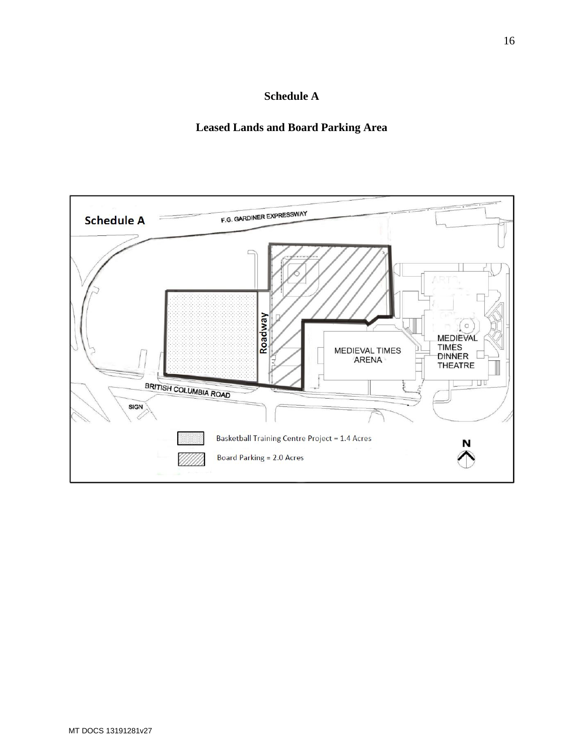# Schedule A

## Leased Lands and Board Parking Area

Schedule A

F.G. GARDINER EXPRESSWAY

Roadway

MEDIEVAL TIMES ARENA

MEDIEVAL TIMES DINNER THEATRE

BRITISH COLUMBIA ROAD

SIGN

Basketball Training Centre Project = 1.4 Acres

Board Parking = 2.0 Acres

N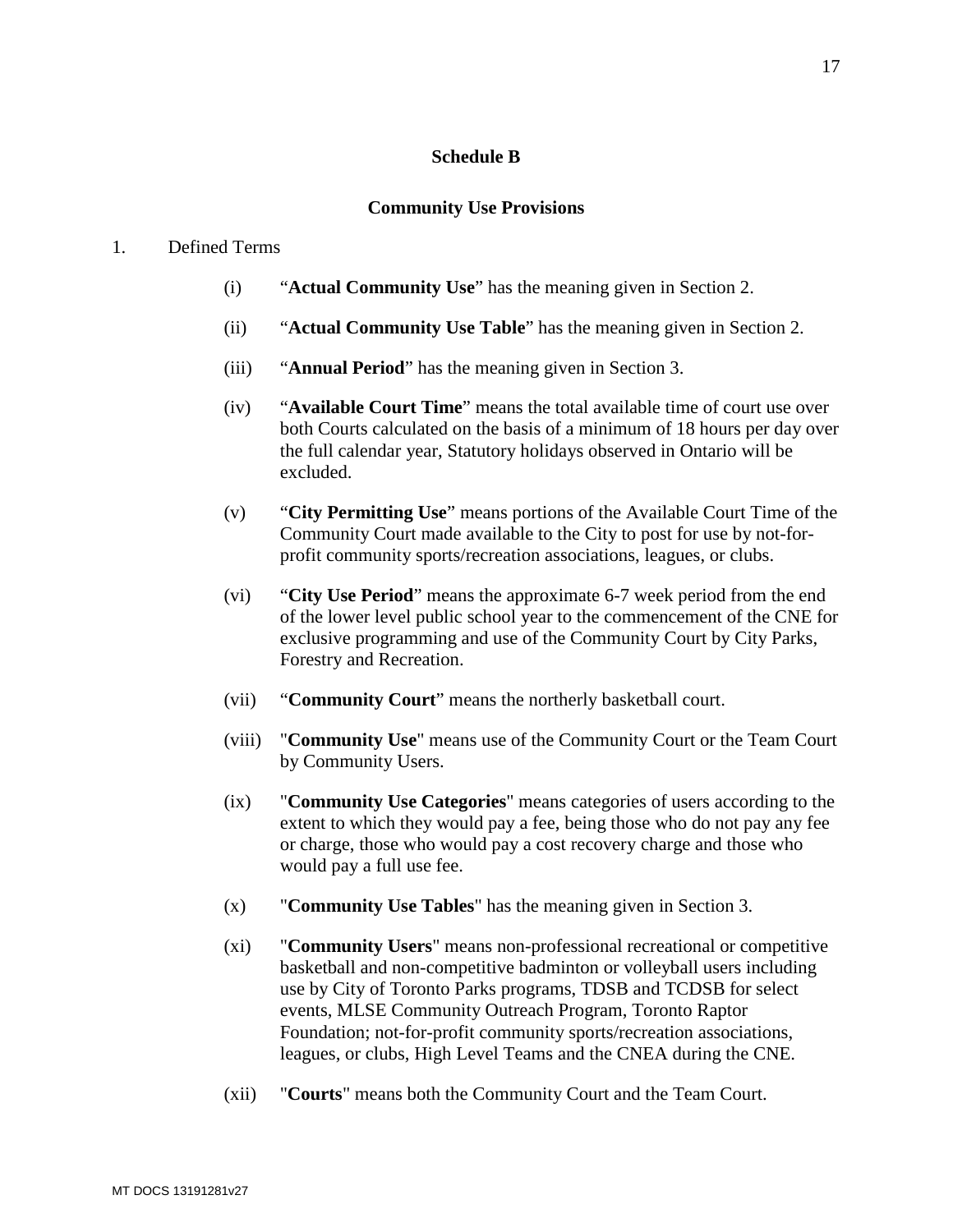## Schedule B

## Community Use Provisions

1. Defined Terms

   (i) "**Actual Community Use**" has the meaning given in Section 2.

   (ii) "**Actual Community Use Table**" has the meaning given in Section 2.

   (iii) "**Annual Period**" has the meaning given in Section 3.

   (iv) "**Available Court Time**" means the total available time of court use over both Courts calculated on the basis of a minimum of 18 hours per day over the full calendar year, Statutory holidays observed in Ontario will be excluded.

   (v) "**City Permitting Use**" means portions of the Available Court Time of the Community Court made available to the City to post for use by not-for-profit community sports/recreation associations, leagues, or clubs.

   (vi) "**City Use Period**" means the approximate 6-7 week period from the end of the lower level public school year to the commencement of the CNE for exclusive programming and use of the Community Court by City Parks, Forestry and Recreation.

   (vii) "**Community Court**" means the northerly basketball court.

   (viii) "**Community Use**" means use of the Community Court or the Team Court by Community Users.

   (ix) "**Community Use Categories**" means categories of users according to the extent to which they would pay a fee, being those who do not pay any fee or charge, those who would pay a cost recovery charge and those who would pay a full use fee.

   (x) "**Community Use Tables**" has the meaning given in Section 3.

   (xi) "**Community Users**" means non-professional recreational or competitive basketball and non-competitive badminton or volleyball users including use by City of Toronto Parks programs, TDSB and TCDSB for select events, MLSE Community Outreach Program, Toronto Raptor Foundation; not-for-profit community sports/recreation associations, leagues, or clubs, High Level Teams and the CNEA during the CNE.

   (xii) "**Courts**" means both the Community Court and the Team Court.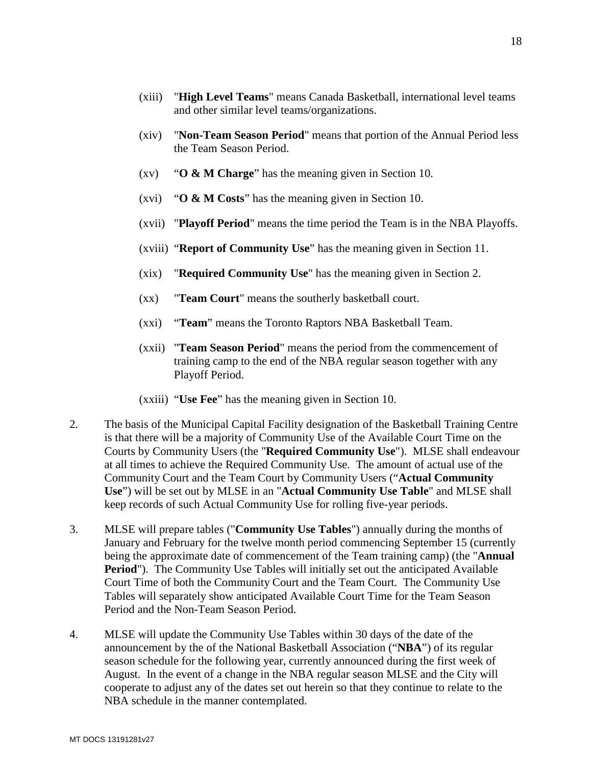(xiii) "**High Level Teams**" means Canada Basketball, international level teams and other similar level teams/organizations.

(xiv) "**Non-Team Season Period**" means that portion of the Annual Period less the Team Season Period.

(xv) "**O & M Charge**" has the meaning given in Section 10.

(xvi) "**O & M Costs**" has the meaning given in Section 10.

(xvii) "**Playoff Period**" means the time period the Team is in the NBA Playoffs.

(xviii) "**Report of Community Use**" has the meaning given in Section 11.

(xix) "**Required Community Use**" has the meaning given in Section 2.

(xx) "**Team Court**" means the southerly basketball court.

(xxi) "**Team**" means the Toronto Raptors NBA Basketball Team.

(xxii) "**Team Season Period**" means the period from the commencement of training camp to the end of the NBA regular season together with any Playoff Period.

(xxiii) "**Use Fee**" has the meaning given in Section 10.

2. The basis of the Municipal Capital Facility designation of the Basketball Training Centre is that there will be a majority of Community Use of the Available Court Time on the Courts by Community Users (the "**Required Community Use**"). MLSE shall endeavour at all times to achieve the Required Community Use. The amount of actual use of the Community Court and the Team Court by Community Users ("**Actual Community Use**") will be set out by MLSE in an "**Actual Community Use Table**" and MLSE shall keep records of such Actual Community Use for rolling five-year periods.

3. MLSE will prepare tables ("**Community Use Tables**") annually during the months of January and February for the twelve month period commencing September 15 (currently being the approximate date of commencement of the Team training camp) (the "**Annual Period**"). The Community Use Tables will initially set out the anticipated Available Court Time of both the Community Court and the Team Court. The Community Use Tables will separately show anticipated Available Court Time for the Team Season Period and the Non-Team Season Period.

4. MLSE will update the Community Use Tables within 30 days of the date of the announcement by the of the National Basketball Association ("**NBA**") of its regular season schedule for the following year, currently announced during the first week of August. In the event of a change in the NBA regular season MLSE and the City will cooperate to adjust any of the dates set out herein so that they continue to relate to the NBA schedule in the manner contemplated.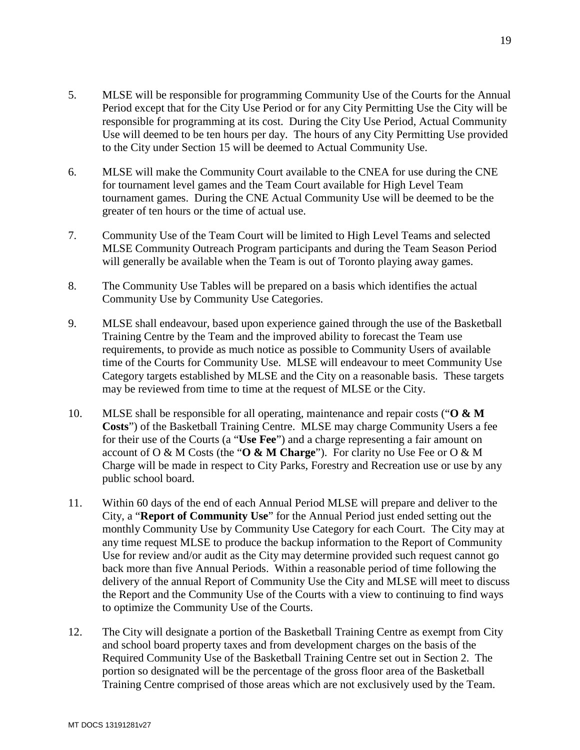5. MLSE will be responsible for programming Community Use of the Courts for the Annual Period except that for the City Use Period or for any City Permitting Use the City will be responsible for programming at its cost. During the City Use Period, Actual Community Use will deemed to be ten hours per day. The hours of any City Permitting Use provided to the City under Section 15 will be deemed to Actual Community Use.

6. MLSE will make the Community Court available to the CNEA for use during the CNE for tournament level games and the Team Court available for High Level Team tournament games. During the CNE Actual Community Use will be deemed to be the greater of ten hours or the time of actual use.

7. Community Use of the Team Court will be limited to High Level Teams and selected MLSE Community Outreach Program participants and during the Team Season Period will generally be available when the Team is out of Toronto playing away games.

8. The Community Use Tables will be prepared on a basis which identifies the actual Community Use by Community Use Categories.

9. MLSE shall endeavour, based upon experience gained through the use of the Basketball Training Centre by the Team and the improved ability to forecast the Team use requirements, to provide as much notice as possible to Community Users of available time of the Courts for Community Use. MLSE will endeavour to meet Community Use Category targets established by MLSE and the City on a reasonable basis. These targets may be reviewed from time to time at the request of MLSE or the City.

10. MLSE shall be responsible for all operating, maintenance and repair costs ("**O & M Costs**") of the Basketball Training Centre. MLSE may charge Community Users a fee for their use of the Courts (a "**Use Fee**") and a charge representing a fair amount on account of O & M Costs (the "**O & M Charge**"). For clarity no Use Fee or O & M Charge will be made in respect to City Parks, Forestry and Recreation use or use by any public school board.

11. Within 60 days of the end of each Annual Period MLSE will prepare and deliver to the City, a "**Report of Community Use**" for the Annual Period just ended setting out the monthly Community Use by Community Use Category for each Court. The City may at any time request MLSE to produce the backup information to the Report of Community Use for review and/or audit as the City may determine provided such request cannot go back more than five Annual Periods. Within a reasonable period of time following the delivery of the annual Report of Community Use the City and MLSE will meet to discuss the Report and the Community Use of the Courts with a view to continuing to find ways to optimize the Community Use of the Courts.

12. The City will designate a portion of the Basketball Training Centre as exempt from City and school board property taxes and from development charges on the basis of the Required Community Use of the Basketball Training Centre set out in Section 2. The portion so designated will be the percentage of the gross floor area of the Basketball Training Centre comprised of those areas which are not exclusively used by the Team.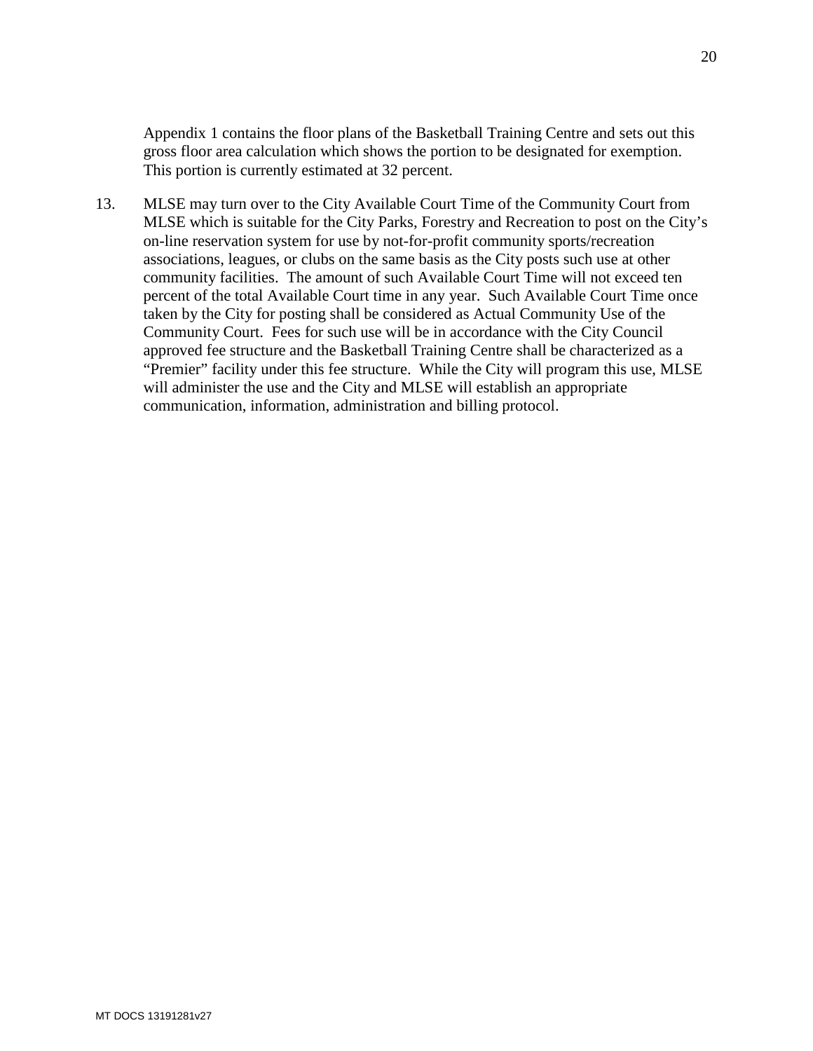Appendix 1 contains the floor plans of the Basketball Training Centre and sets out this gross floor area calculation which shows the portion to be designated for exemption. This portion is currently estimated at 32 percent.

13. MLSE may turn over to the City Available Court Time of the Community Court from MLSE which is suitable for the City Parks, Forestry and Recreation to post on the City's on-line reservation system for use by not-for-profit community sports/recreation associations, leagues, or clubs on the same basis as the City posts such use at other community facilities. The amount of such Available Court Time will not exceed ten percent of the total Available Court time in any year. Such Available Court Time once taken by the City for posting shall be considered as Actual Community Use of the Community Court. Fees for such use will be in accordance with the City Council approved fee structure and the Basketball Training Centre shall be characterized as a "Premier" facility under this fee structure. While the City will program this use, MLSE will administer the use and the City and MLSE will establish an appropriate communication, information, administration and billing protocol.

MT DOCS 13191281v27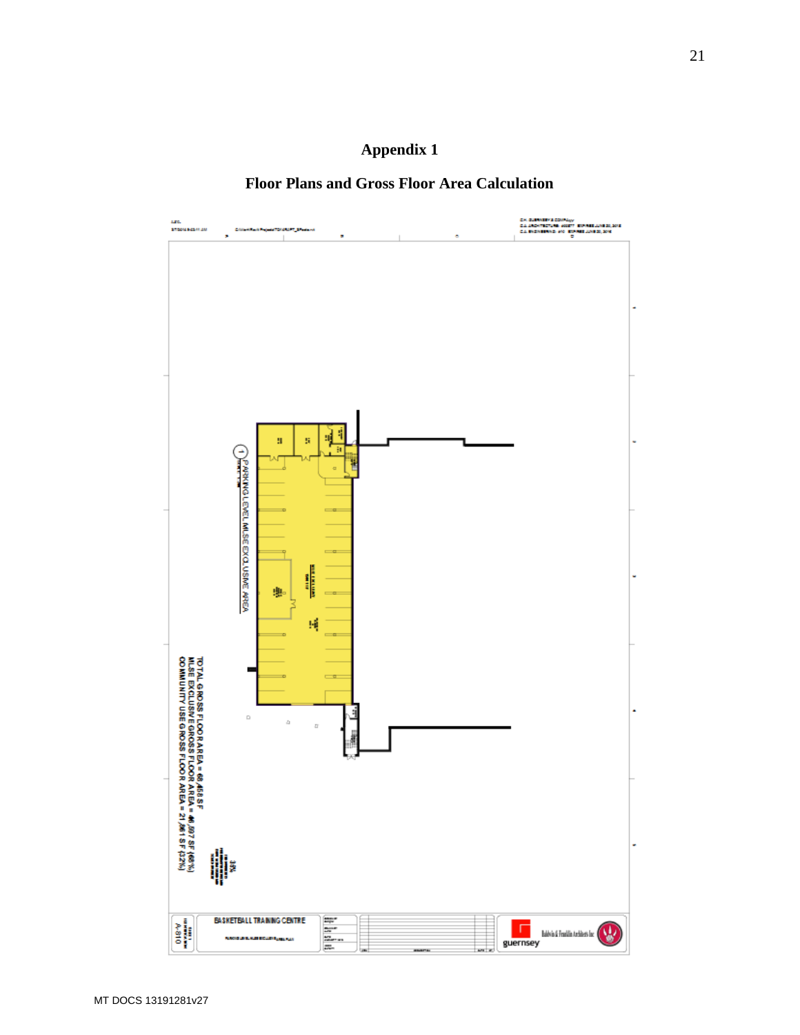# Appendix 1

## Floor Plans and Gross Floor Area Calculation

PARKING LEVEL MLSE EXCLUSIVE AREA

TOTAL GROSS FLOOR AREA = 68,458 SF
MLSE EXCLUSIVE GROSS FLOOR AREA = 46,597 SF (68%)
COMMUNITY USE GROSS FLOOR AREA = 21,861 SF (32%)

BASKETBALL TRAINING CENTRE

A-810

guernsey

Baldwin & Franklin Architects Inc

MT DOCS 13191281v27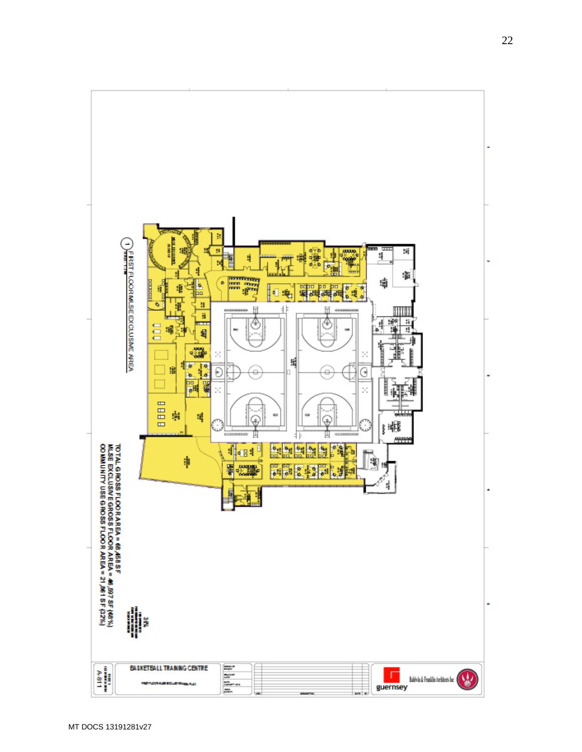1 FIRST FLOOR MLSE EXCLUSIVE AREA

TOTAL GROSS FLOOR AREA = 68,458 SF
MLSE EXCLUSIVE GROSS FLOOR AREA = 46,597 SF (68%)
COMMUNITY USE GROSS FLOOR AREA = 21,861 SF (32%)

BASKETBALL TRAINING CENTRE

A-811

guernsey

Baldwin & Franklin Architects Inc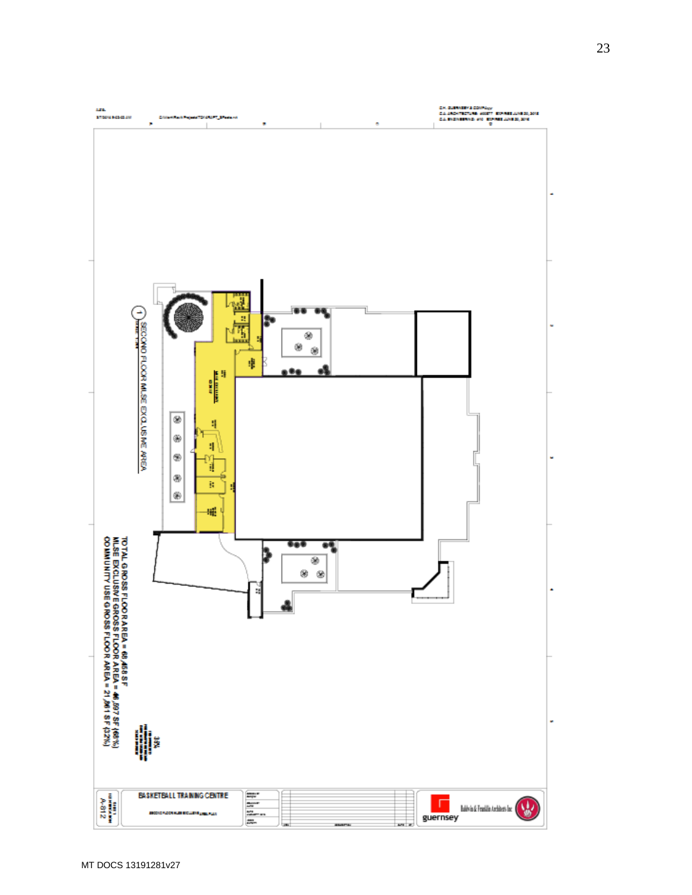SECOND FLOOR MLSE EXCLUSIVE AREA

TOTAL GROSS FLOOR AREA = 68,458 SF
MLSE EXCLUSIVE GROSS FLOOR AREA = 46,697 SF (68%)
COMMUNITY USE GROSS FLOOR AREA = 21,861 SF (32%)

BASKETBALL TRAINING CENTRE

SECOND FLOOR MLSE EXCLUSIVE AREA PLAN

A-812

guernsey

Baldwin & Franklin Architects Inc.

MT DOCS 13191281v27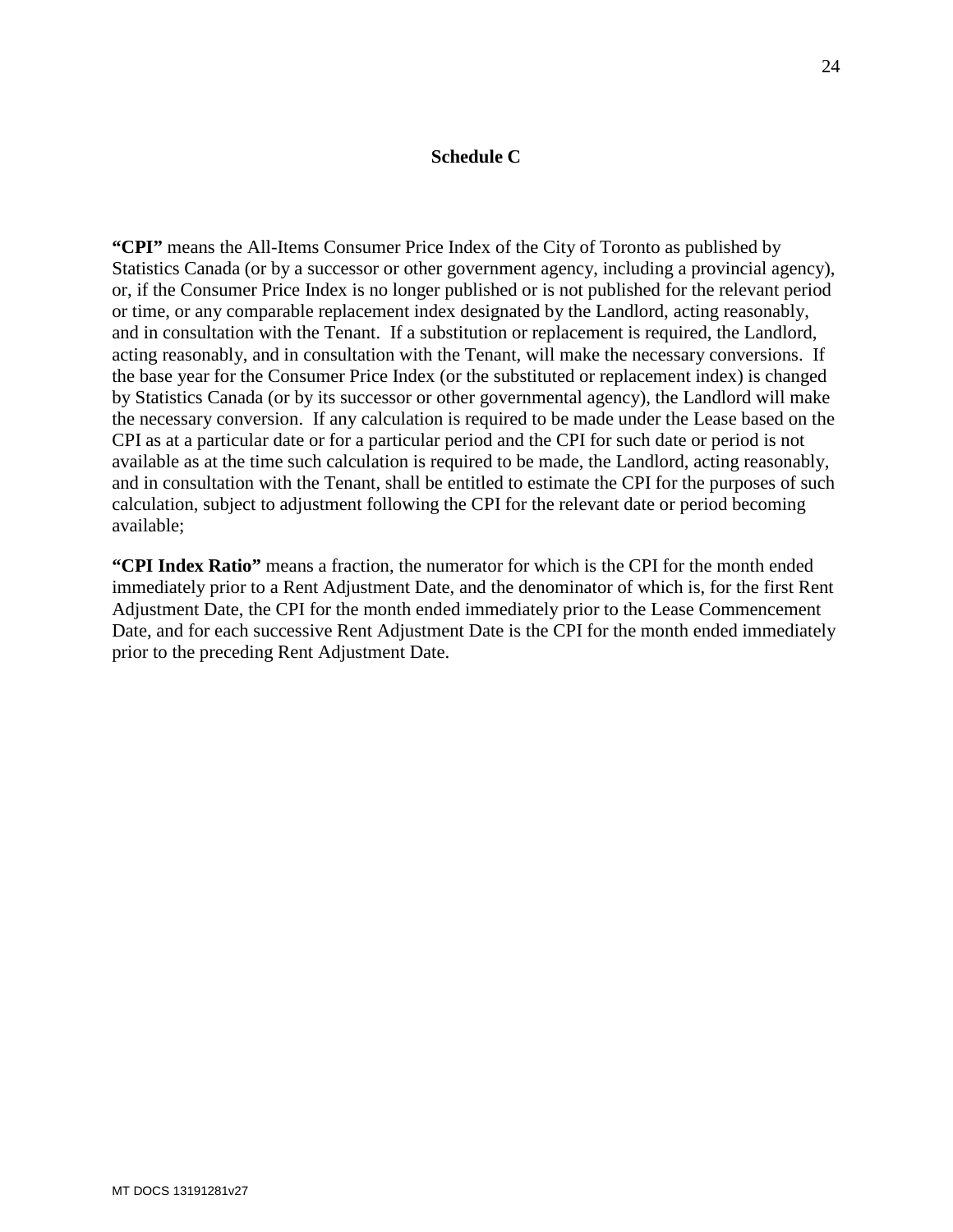# Schedule C

**"CPI"** means the All-Items Consumer Price Index of the City of Toronto as published by Statistics Canada (or by a successor or other government agency, including a provincial agency), or, if the Consumer Price Index is no longer published or is not published for the relevant period or time, or any comparable replacement index designated by the Landlord, acting reasonably, and in consultation with the Tenant. If a substitution or replacement is required, the Landlord, acting reasonably, and in consultation with the Tenant, will make the necessary conversions. If the base year for the Consumer Price Index (or the substituted or replacement index) is changed by Statistics Canada (or by its successor or other governmental agency), the Landlord will make the necessary conversion. If any calculation is required to be made under the Lease based on the CPI as at a particular date or for a particular period and the CPI for such date or period is not available as at the time such calculation is required to be made, the Landlord, acting reasonably, and in consultation with the Tenant, shall be entitled to estimate the CPI for the purposes of such calculation, subject to adjustment following the CPI for the relevant date or period becoming available;

**"CPI Index Ratio"** means a fraction, the numerator for which is the CPI for the month ended immediately prior to a Rent Adjustment Date, and the denominator of which is, for the first Rent Adjustment Date, the CPI for the month ended immediately prior to the Lease Commencement Date, and for each successive Rent Adjustment Date is the CPI for the month ended immediately prior to the preceding Rent Adjustment Date.

MT DOCS 13191281v27